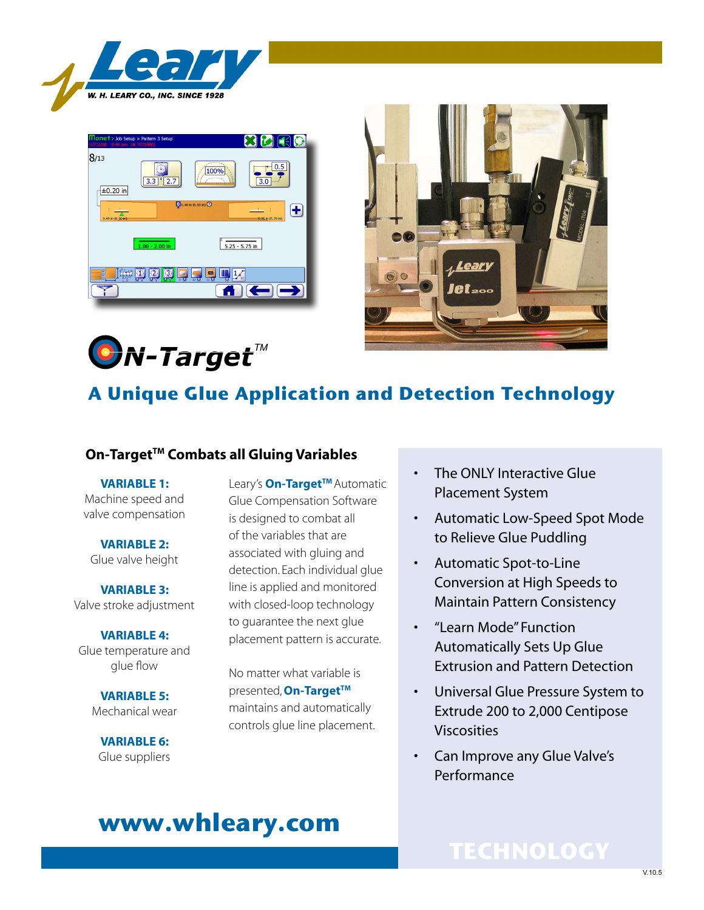# ON-Target™

## A Unique Glue Application and Detection Technology

### On-Target™ Combats all Gluing Variables

**VARIABLE 1:**
Machine speed and valve compensation

**VARIABLE 2:**
Glue valve height

**VARIABLE 3:**
Valve stroke adjustment

**VARIABLE 4:**
Glue temperature and glue flow

**VARIABLE 5:**
Mechanical wear

**VARIABLE 6:**
Glue suppliers

Leary's **On-Target™** Automatic Glue Compensation Software is designed to combat all of the variables that are associated with gluing and detection. Each individual glue line is applied and monitored with closed-loop technology to guarantee the next glue placement pattern is accurate.

No matter what variable is presented, **On-Target™** maintains and automatically controls glue line placement.

- The ONLY Interactive Glue Placement System
- Automatic Low-Speed Spot Mode to Relieve Glue Puddling
- Automatic Spot-to-Line Conversion at High Speeds to Maintain Pattern Consistency
- "Learn Mode" Function Automatically Sets Up Glue Extrusion and Pattern Detection
- Universal Glue Pressure System to Extrude 200 to 2,000 Centipose Viscosities
- Can Improve any Glue Valve's Performance

**www.whleary.com**

TECHNOLOGY

V.10.5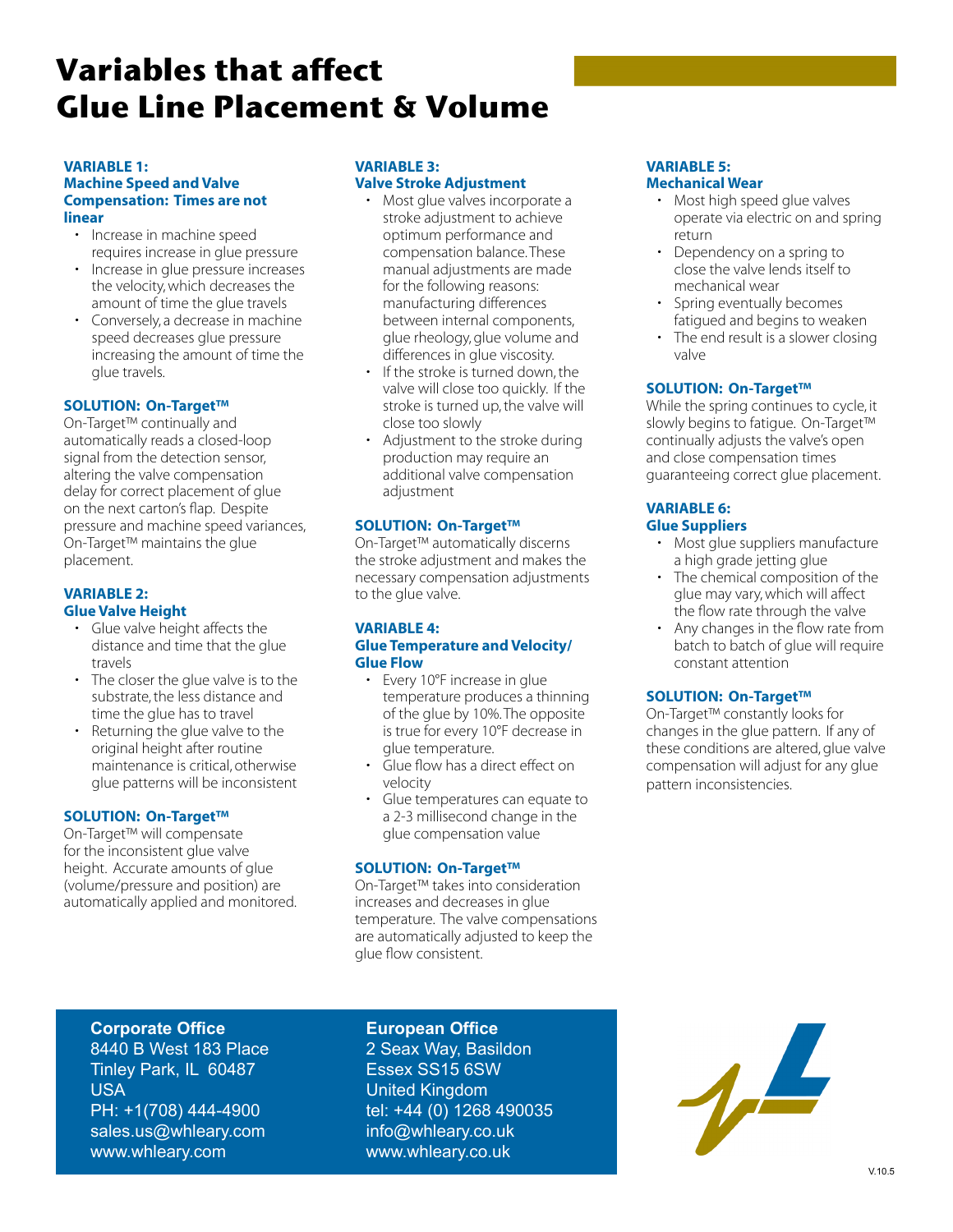# Variables that affect Glue Line Placement & Volume

### VARIABLE 1: Machine Speed and Valve Compensation: Times are not linear

- Increase in machine speed requires increase in glue pressure
- Increase in glue pressure increases the velocity, which decreases the amount of time the glue travels
- Conversely, a decrease in machine speed decreases glue pressure increasing the amount of time the glue travels.

**SOLUTION: On-Target™**

On-Target™ continually and automatically reads a closed-loop signal from the detection sensor, altering the valve compensation delay for correct placement of glue on the next carton's flap. Despite pressure and machine speed variances, On-Target™ maintains the glue placement.

### VARIABLE 2: Glue Valve Height

- Glue valve height affects the distance and time that the glue travels
- The closer the glue valve is to the substrate, the less distance and time the glue has to travel
- Returning the glue valve to the original height after routine maintenance is critical, otherwise glue patterns will be inconsistent

**SOLUTION: On-Target™**

On-Target™ will compensate for the inconsistent glue valve height. Accurate amounts of glue (volume/pressure and position) are automatically applied and monitored.

### VARIABLE 3: Valve Stroke Adjustment

- Most glue valves incorporate a stroke adjustment to achieve optimum performance and compensation balance. These manual adjustments are made for the following reasons: manufacturing differences between internal components, glue rheology, glue volume and differences in glue viscosity.
- If the stroke is turned down, the valve will close too quickly. If the stroke is turned up, the valve will close too slowly
- Adjustment to the stroke during production may require an additional valve compensation adjustment

**SOLUTION: On-Target™**

On-Target™ automatically discerns the stroke adjustment and makes the necessary compensation adjustments to the glue valve.

### VARIABLE 4: Glue Temperature and Velocity/ Glue Flow

- Every 10°F increase in glue temperature produces a thinning of the glue by 10%. The opposite is true for every 10°F decrease in glue temperature.
- Glue flow has a direct effect on velocity
- Glue temperatures can equate to a 2-3 millisecond change in the glue compensation value

**SOLUTION: On-Target™**

On-Target™ takes into consideration increases and decreases in glue temperature. The valve compensations are automatically adjusted to keep the glue flow consistent.

### VARIABLE 5: Mechanical Wear

- Most high speed glue valves operate via electric on and spring return
- Dependency on a spring to close the valve lends itself to mechanical wear
- Spring eventually becomes fatigued and begins to weaken
- The end result is a slower closing valve

**SOLUTION: On-Target™**

While the spring continues to cycle, it slowly begins to fatigue. On-Target™ continually adjusts the valve's open and close compensation times guaranteeing correct glue placement.

### VARIABLE 6: Glue Suppliers

- Most glue suppliers manufacture a high grade jetting glue
- The chemical composition of the glue may vary, which will affect the flow rate through the valve
- Any changes in the flow rate from batch to batch of glue will require constant attention

**SOLUTION: On-Target™**

On-Target™ constantly looks for changes in the glue pattern. If any of these conditions are altered, glue valve compensation will adjust for any glue pattern inconsistencies.

**Corporate Office**
8440 B West 183 Place
Tinley Park, IL 60487
USA
PH: +1(708) 444-4900
sales.us@whleary.com
www.whleary.com

**European Office**
2 Seax Way, Basildon
Essex SS15 6SW
United Kingdom
tel: +44 (0) 1268 490035
info@whleary.co.uk
www.whleary.co.uk

V.10.5